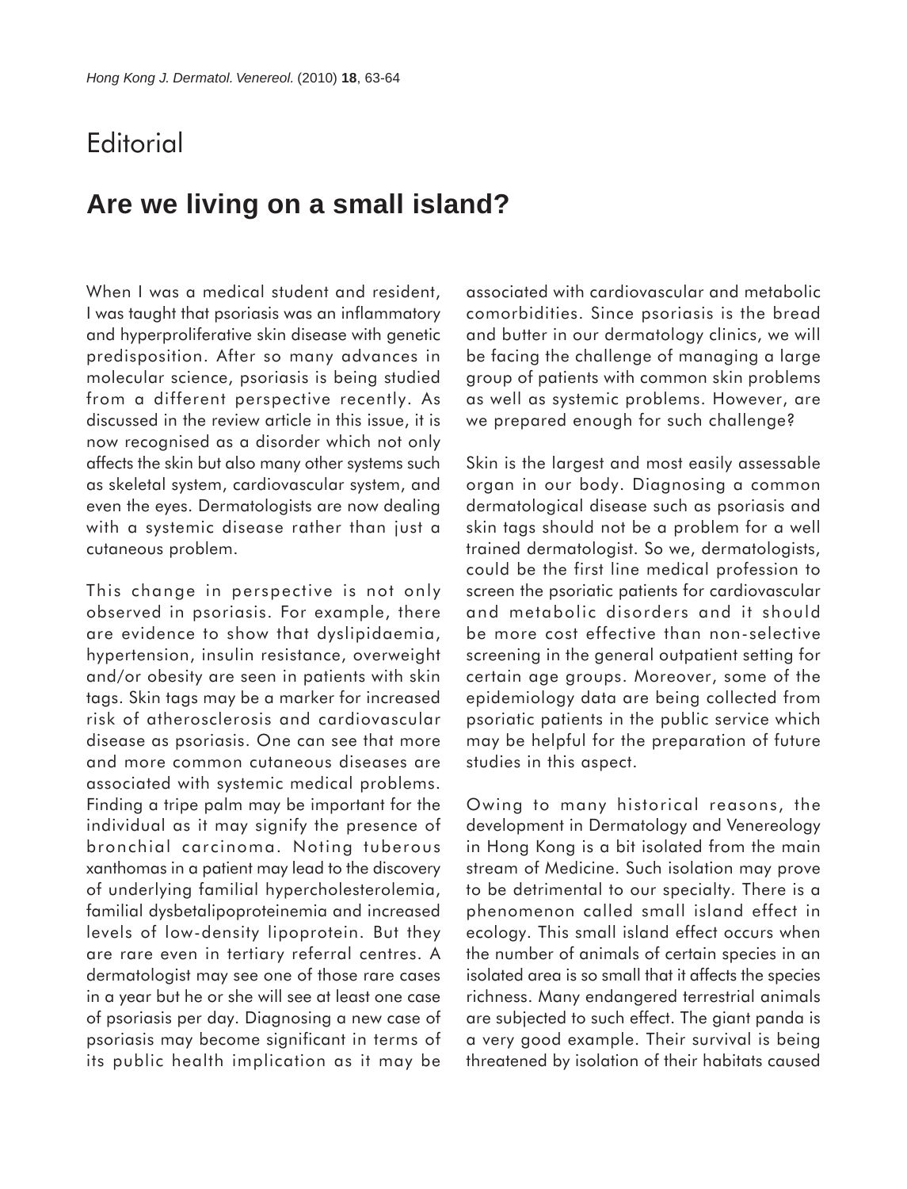# Editorial

## Are we living on a small island?

When I was a medical student and resident, I was taught that psoriasis was an inflammatory and hyperproliferative skin disease with genetic predisposition. After so many advances in molecular science, psoriasis is being studied from a different perspective recently. As discussed in the review article in this issue, it is now recognised as a disorder which not only affects the skin but also many other systems such as skeletal system, cardiovascular system, and even the eyes. Dermatologists are now dealing with a systemic disease rather than just a cutaneous problem.

This change in perspective is not only observed in psoriasis. For example, there are evidence to show that dyslipidaemia, hypertension, insulin resistance, overweight and/or obesity are seen in patients with skin tags. Skin tags may be a marker for increased risk of atherosclerosis and cardiovascular disease as psoriasis. One can see that more and more common cutaneous diseases are associated with systemic medical problems. Finding a tripe palm may be important for the individual as it may signify the presence of bronchial carcinoma. Noting tuberous xanthomas in a patient may lead to the discovery of underlying familial hypercholesterolemia, familial dysbetalipoproteinemia and increased levels of low-density lipoprotein. But they are rare even in tertiary referral centres. A dermatologist may see one of those rare cases in a year but he or she will see at least one case of psoriasis per day. Diagnosing a new case of psoriasis may become significant in terms of its public health implication as it may be associated with cardiovascular and metabolic comorbidities. Since psoriasis is the bread and butter in our dermatology clinics, we will be facing the challenge of managing a large group of patients with common skin problems as well as systemic problems. However, are we prepared enough for such challenge?

Skin is the largest and most easily assessable organ in our body. Diagnosing a common dermatological disease such as psoriasis and skin tags should not be a problem for a well trained dermatologist. So we, dermatologists, could be the first line medical profession to screen the psoriatic patients for cardiovascular and metabolic disorders and it should be more cost effective than non-selective screening in the general outpatient setting for certain age groups. Moreover, some of the epidemiology data are being collected from psoriatic patients in the public service which may be helpful for the preparation of future studies in this aspect.

Owing to many historical reasons, the development in Dermatology and Venereology in Hong Kong is a bit isolated from the main stream of Medicine. Such isolation may prove to be detrimental to our specialty. There is a phenomenon called small island effect in ecology. This small island effect occurs when the number of animals of certain species in an isolated area is so small that it affects the species richness. Many endangered terrestrial animals are subjected to such effect. The giant panda is a very good example. Their survival is being threatened by isolation of their habitats caused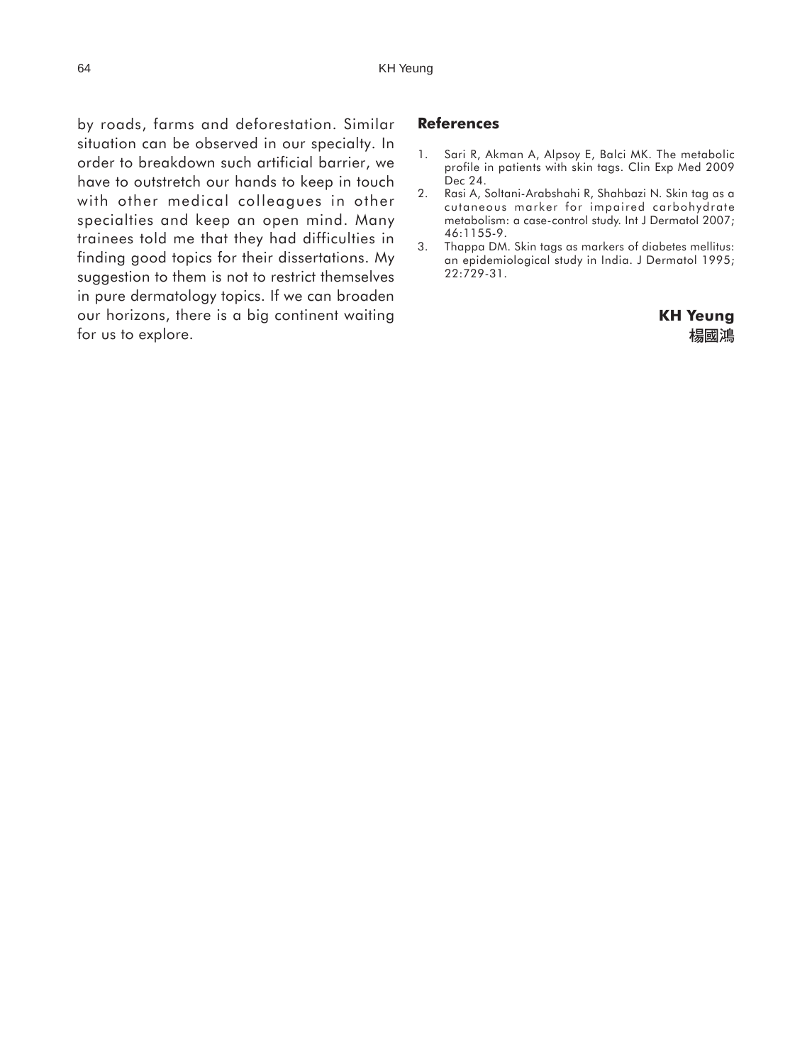by roads, farms and deforestation. Similar situation can be observed in our specialty. In order to breakdown such artificial barrier, we have to outstretch our hands to keep in touch with other medical colleagues in other specialties and keep an open mind. Many trainees told me that they had difficulties in finding good topics for their dissertations. My suggestion to them is not to restrict themselves in pure dermatology topics. If we can broaden our horizons, there is a big continent waiting for us to explore.

## References

1. Sari R, Akman A, Alpsoy E, Balci MK. The metabolic profile in patients with skin tags. Clin Exp Med 2009 Dec 24.
2. Rasi A, Soltani-Arabshahi R, Shahbazi N. Skin tag as a cutaneous marker for impaired carbohydrate metabolism: a case-control study. Int J Dermatol 2007; 46:1155-9.
3. Thappa DM. Skin tags as markers of diabetes mellitus: an epidemiological study in India. J Dermatol 1995; 22:729-31.

**KH Yeung**
**楊國鴻**